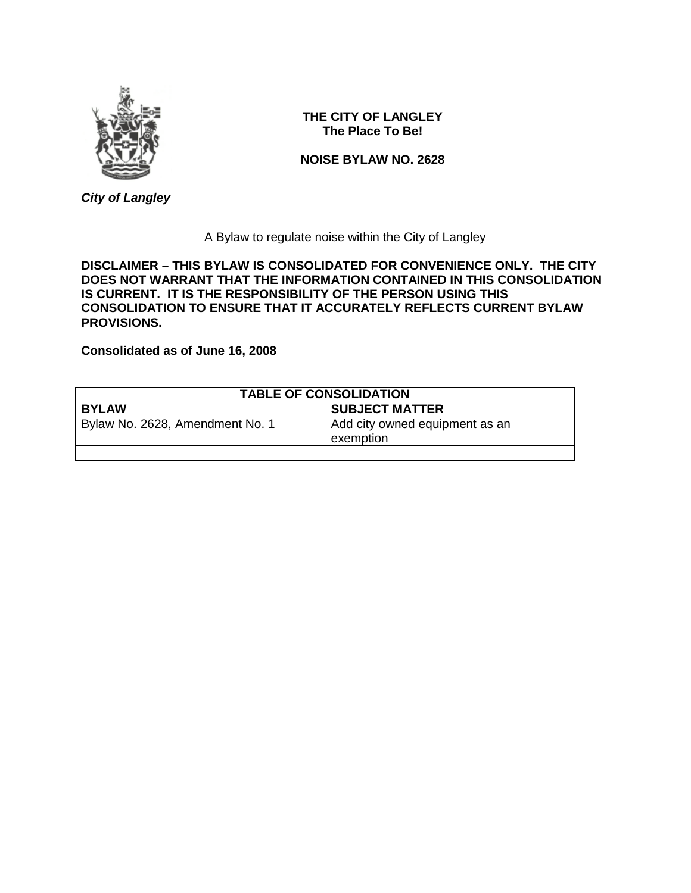**THE CITY OF LANGLEY**
**The Place To Be!**

**NOISE BYLAW NO. 2628**

***City of Langley***

A Bylaw to regulate noise within the City of Langley

**DISCLAIMER – THIS BYLAW IS CONSOLIDATED FOR CONVENIENCE ONLY. THE CITY DOES NOT WARRANT THAT THE INFORMATION CONTAINED IN THIS CONSOLIDATION IS CURRENT. IT IS THE RESPONSIBILITY OF THE PERSON USING THIS CONSOLIDATION TO ENSURE THAT IT ACCURATELY REFLECTS CURRENT BYLAW PROVISIONS.**

**Consolidated as of June 16, 2008**

| **TABLE OF CONSOLIDATION** | |
|---|---|
| **BYLAW** | **SUBJECT MATTER** |
| Bylaw No. 2628, Amendment No. 1 | Add city owned equipment as an exemption |
| | |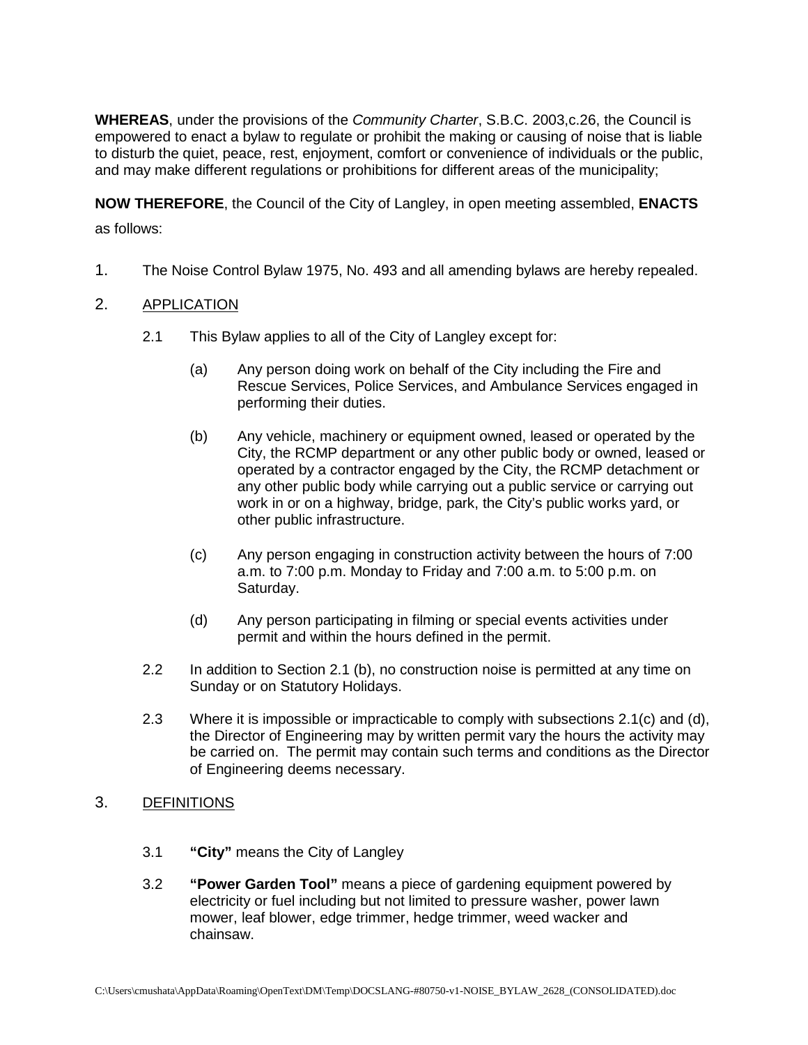**WHEREAS**, under the provisions of the *Community Charter*, S.B.C. 2003,c.26, the Council is empowered to enact a bylaw to regulate or prohibit the making or causing of noise that is liable to disturb the quiet, peace, rest, enjoyment, comfort or convenience of individuals or the public, and may make different regulations or prohibitions for different areas of the municipality;

**NOW THEREFORE**, the Council of the City of Langley, in open meeting assembled, **ENACTS** as follows:

1. The Noise Control Bylaw 1975, No. 493 and all amending bylaws are hereby repealed.

2. APPLICATION

   2.1 This Bylaw applies to all of the City of Langley except for:

   (a) Any person doing work on behalf of the City including the Fire and Rescue Services, Police Services, and Ambulance Services engaged in performing their duties.

   (b) Any vehicle, machinery or equipment owned, leased or operated by the City, the RCMP department or any other public body or owned, leased or operated by a contractor engaged by the City, the RCMP detachment or any other public body while carrying out a public service or carrying out work in or on a highway, bridge, park, the City's public works yard, or other public infrastructure.

   (c) Any person engaging in construction activity between the hours of 7:00 a.m. to 7:00 p.m. Monday to Friday and 7:00 a.m. to 5:00 p.m. on Saturday.

   (d) Any person participating in filming or special events activities under permit and within the hours defined in the permit.

   2.2 In addition to Section 2.1 (b), no construction noise is permitted at any time on Sunday or on Statutory Holidays.

   2.3 Where it is impossible or impracticable to comply with subsections 2.1(c) and (d), the Director of Engineering may by written permit vary the hours the activity may be carried on. The permit may contain such terms and conditions as the Director of Engineering deems necessary.

3. DEFINITIONS

   3.1 **"City"** means the City of Langley

   3.2 **"Power Garden Tool"** means a piece of gardening equipment powered by electricity or fuel including but not limited to pressure washer, power lawn mower, leaf blower, edge trimmer, hedge trimmer, weed wacker and chainsaw.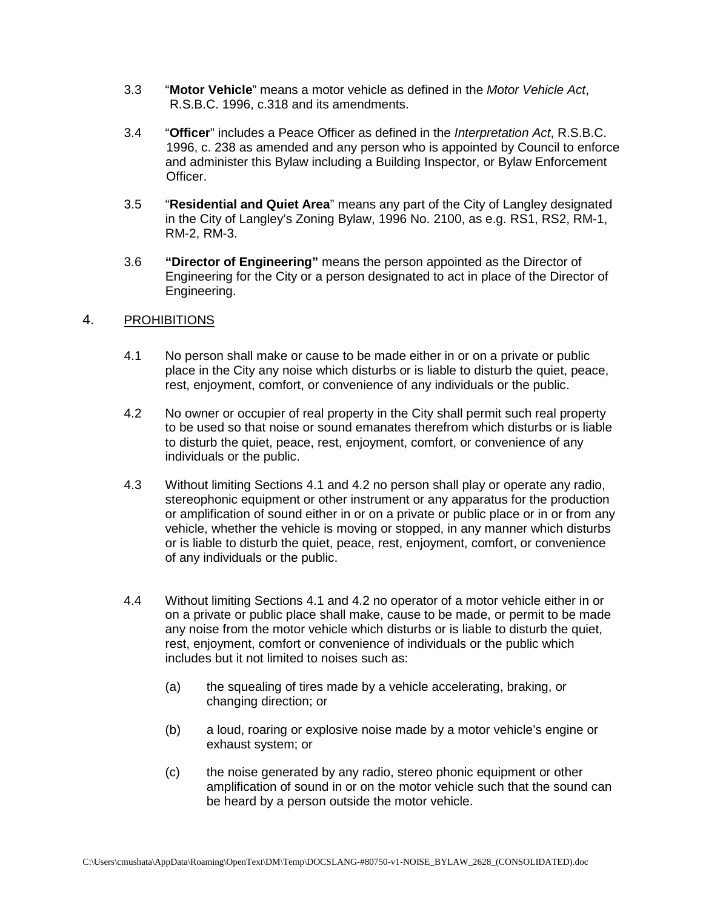3.3 "**Motor Vehicle**" means a motor vehicle as defined in the *Motor Vehicle Act*, R.S.B.C. 1996, c.318 and its amendments.

3.4 "**Officer**" includes a Peace Officer as defined in the *Interpretation Act*, R.S.B.C. 1996, c. 238 as amended and any person who is appointed by Council to enforce and administer this Bylaw including a Building Inspector, or Bylaw Enforcement Officer.

3.5 "**Residential and Quiet Area**" means any part of the City of Langley designated in the City of Langley's Zoning Bylaw, 1996 No. 2100, as e.g. RS1, RS2, RM-1, RM-2, RM-3.

3.6 **"Director of Engineering"** means the person appointed as the Director of Engineering for the City or a person designated to act in place of the Director of Engineering.

## 4. PROHIBITIONS

4.1 No person shall make or cause to be made either in or on a private or public place in the City any noise which disturbs or is liable to disturb the quiet, peace, rest, enjoyment, comfort, or convenience of any individuals or the public.

4.2 No owner or occupier of real property in the City shall permit such real property to be used so that noise or sound emanates therefrom which disturbs or is liable to disturb the quiet, peace, rest, enjoyment, comfort, or convenience of any individuals or the public.

4.3 Without limiting Sections 4.1 and 4.2 no person shall play or operate any radio, stereophonic equipment or other instrument or any apparatus for the production or amplification of sound either in or on a private or public place or in or from any vehicle, whether the vehicle is moving or stopped, in any manner which disturbs or is liable to disturb the quiet, peace, rest, enjoyment, comfort, or convenience of any individuals or the public.

4.4 Without limiting Sections 4.1 and 4.2 no operator of a motor vehicle either in or on a private or public place shall make, cause to be made, or permit to be made any noise from the motor vehicle which disturbs or is liable to disturb the quiet, rest, enjoyment, comfort or convenience of individuals or the public which includes but it not limited to noises such as:

(a) the squealing of tires made by a vehicle accelerating, braking, or changing direction; or

(b) a loud, roaring or explosive noise made by a motor vehicle's engine or exhaust system; or

(c) the noise generated by any radio, stereo phonic equipment or other amplification of sound in or on the motor vehicle such that the sound can be heard by a person outside the motor vehicle.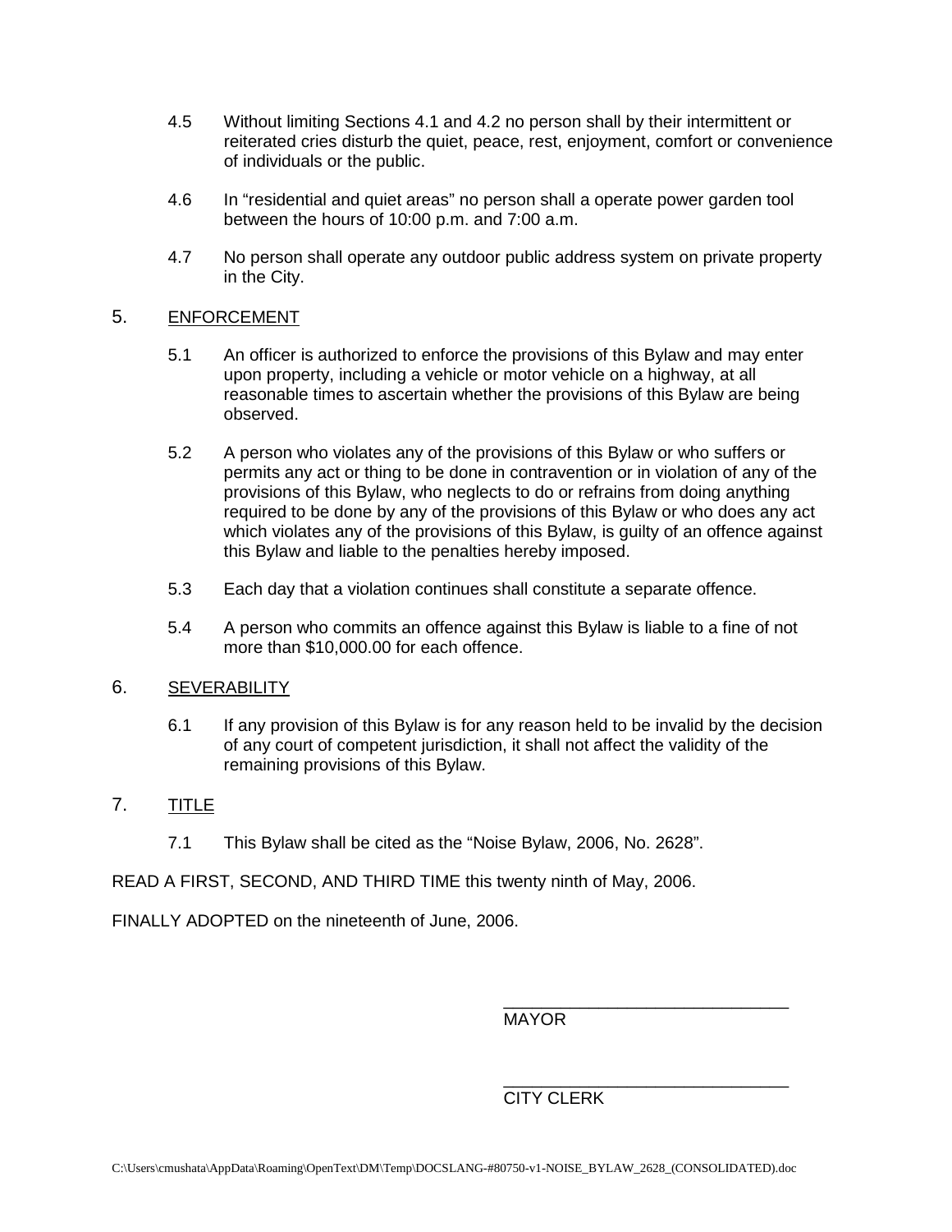4.5 Without limiting Sections 4.1 and 4.2 no person shall by their intermittent or reiterated cries disturb the quiet, peace, rest, enjoyment, comfort or convenience of individuals or the public.

4.6 In "residential and quiet areas" no person shall a operate power garden tool between the hours of 10:00 p.m. and 7:00 a.m.

4.7 No person shall operate any outdoor public address system on private property in the City.

## 5. <u>ENFORCEMENT</u>

5.1 An officer is authorized to enforce the provisions of this Bylaw and may enter upon property, including a vehicle or motor vehicle on a highway, at all reasonable times to ascertain whether the provisions of this Bylaw are being observed.

5.2 A person who violates any of the provisions of this Bylaw or who suffers or permits any act or thing to be done in contravention or in violation of any of the provisions of this Bylaw, who neglects to do or refrains from doing anything required to be done by any of the provisions of this Bylaw or who does any act which violates any of the provisions of this Bylaw, is guilty of an offence against this Bylaw and liable to the penalties hereby imposed.

5.3 Each day that a violation continues shall constitute a separate offence.

5.4 A person who commits an offence against this Bylaw is liable to a fine of not more than $10,000.00 for each offence.

## 6. <u>SEVERABILITY</u>

6.1 If any provision of this Bylaw is for any reason held to be invalid by the decision of any court of competent jurisdiction, it shall not affect the validity of the remaining provisions of this Bylaw.

## 7. <u>TITLE</u>

7.1 This Bylaw shall be cited as the "Noise Bylaw, 2006, No. 2628".

READ A FIRST, SECOND, AND THIRD TIME this twenty ninth of May, 2006.

FINALLY ADOPTED on the nineteenth of June, 2006.

______________________________
MAYOR

______________________________
CITY CLERK

C:\Users\cmushata\AppData\Roaming\OpenText\DM\Temp\DOCSLANG-#80750-v1-NOISE_BYLAW_2628_(CONSOLIDATED).doc